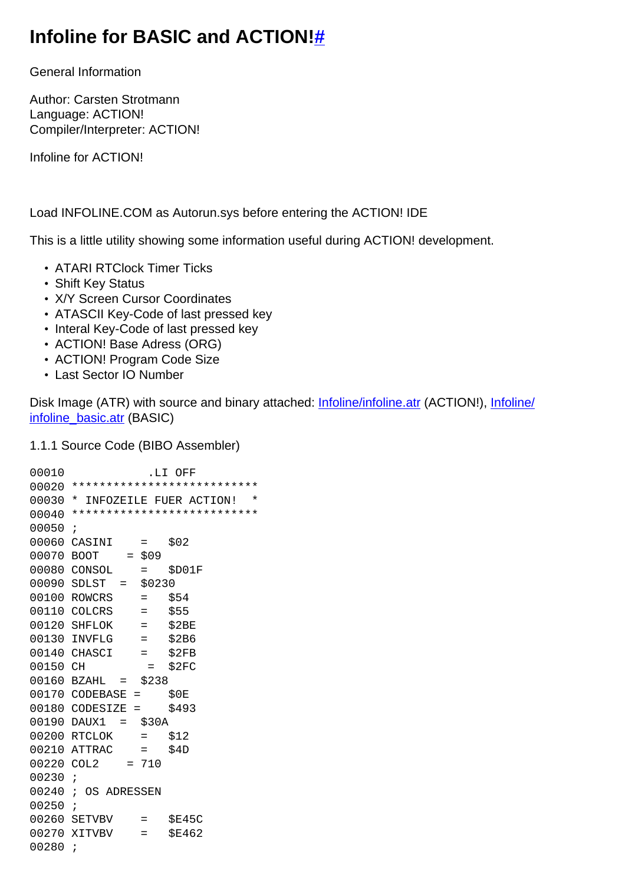# Infoline for BASIC and ACTION!#

General Information

Author: Carsten Strotmann
Language: ACTION!
Compiler/Interpreter: ACTION!

Infoline for ACTION!

Load INFOLINE.COM as Autorun.sys before entering the ACTION! IDE

This is a little utility showing some information useful during ACTION! development.

- ATARI RTClock Timer Ticks
- Shift Key Status
- X/Y Screen Cursor Coordinates
- ATASCII Key-Code of last pressed key
- Interal Key-Code of last pressed key
- ACTION! Base Adress (ORG)
- ACTION! Program Code Size
- Last Sector IO Number

Disk Image (ATR) with source and binary attached: Infoline/infoline.atr (ACTION!), Infoline/infoline_basic.atr (BASIC)

1.1.1 Source Code (BIBO Assembler)

```
00010            .LI OFF
00020 ***************************
00030 * INFOZEILE FUER ACTION!  *
00040 ***************************
00050 ;
00060 CASINI    =   $02
00070 BOOT    = $09
00080 CONSOL    =   $D01F
00090 SDLST  =  $0230
00100 ROWCRS    =   $54
00110 COLCRS    =   $55
00120 SHFLOK    =   $2BE
00130 INVFLG    =   $2B6
00140 CHASCI    =   $2FB
00150 CH         =  $2FC
00160 BZAHL  =  $238
00170 CODEBASE =    $0E
00180 CODESIZE =    $493
00190 DAUX1  =  $30A
00200 RTCLOK    =   $12
00210 ATTRAC    =   $4D
00220 COL2    = 710
00230 ;
00240 ; OS ADRESSEN
00250 ;
00260 SETVBV    =   $E45C
00270 XITVBV    =   $E462
00280 ;
```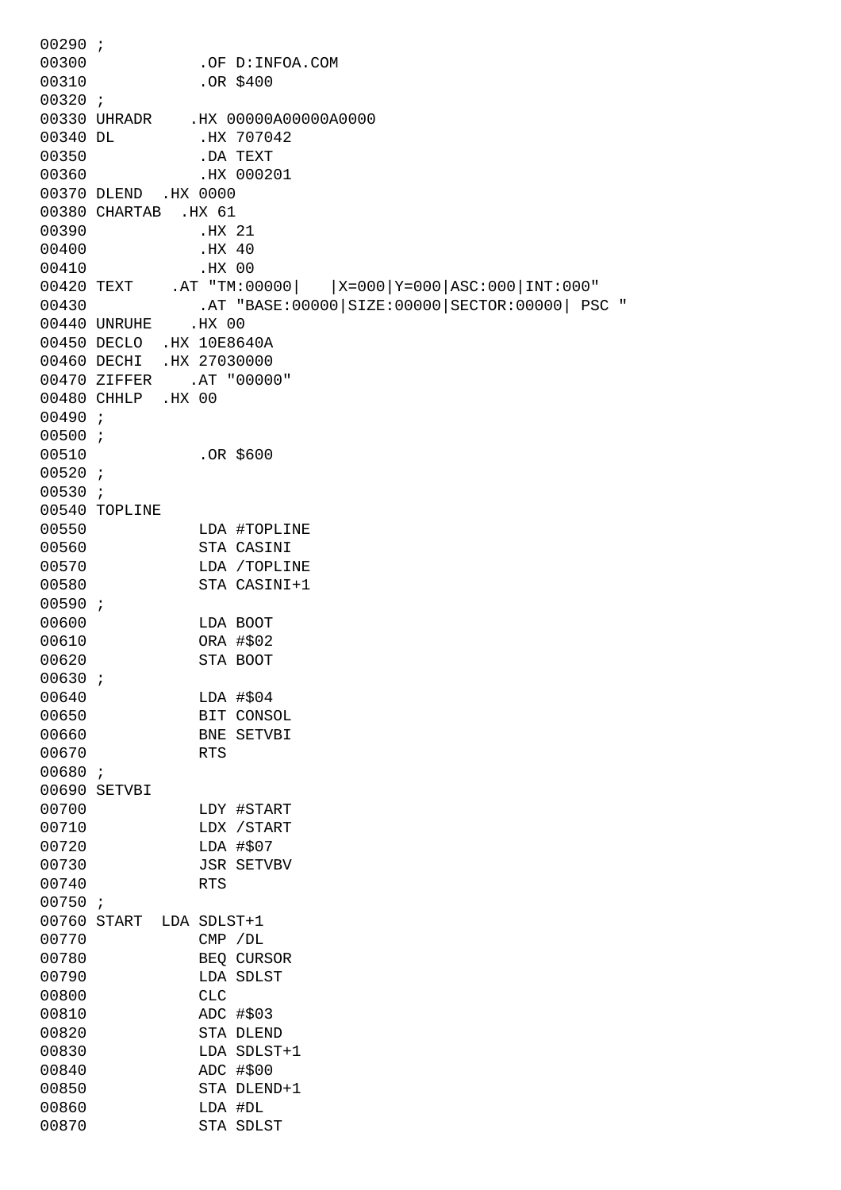```
00290 ;
00300            .OF D:INFOA.COM
00310            .OR $400
00320 ;
00330 UHRADR    .HX 00000A00000A0000
00340 DL         .HX 707042
00350            .DA TEXT
00360            .HX 000201
00370 DLEND  .HX 0000
00380 CHARTAB  .HX 61
00390            .HX 21
00400            .HX 40
00410            .HX 00
00420 TEXT    .AT "TM:00000|   |X=000|Y=000|ASC:000|INT:000"
00430            .AT "BASE:00000|SIZE:00000|SECTOR:00000| PSC "
00440 UNRUHE    .HX 00
00450 DECLO  .HX 10E8640A
00460 DECHI  .HX 27030000
00470 ZIFFER    .AT "00000"
00480 CHHLP  .HX 00
00490 ;
00500 ;
00510            .OR $600
00520 ;
00530 ;
00540 TOPLINE
00550            LDA #TOPLINE
00560            STA CASINI
00570            LDA /TOPLINE
00580            STA CASINI+1
00590 ;
00600            LDA BOOT
00610            ORA #$02
00620            STA BOOT
00630 ;
00640            LDA #$04
00650            BIT CONSOL
00660            BNE SETVBI
00670            RTS
00680 ;
00690 SETVBI
00700            LDY #START
00710            LDX /START
00720            LDA #$07
00730            JSR SETVBV
00740            RTS
00750 ;
00760 START  LDA SDLST+1
00770            CMP /DL
00780            BEQ CURSOR
00790            LDA SDLST
00800            CLC
00810            ADC #$03
00820            STA DLEND
00830            LDA SDLST+1
00840            ADC #$00
00850            STA DLEND+1
00860            LDA #DL
00870            STA SDLST
```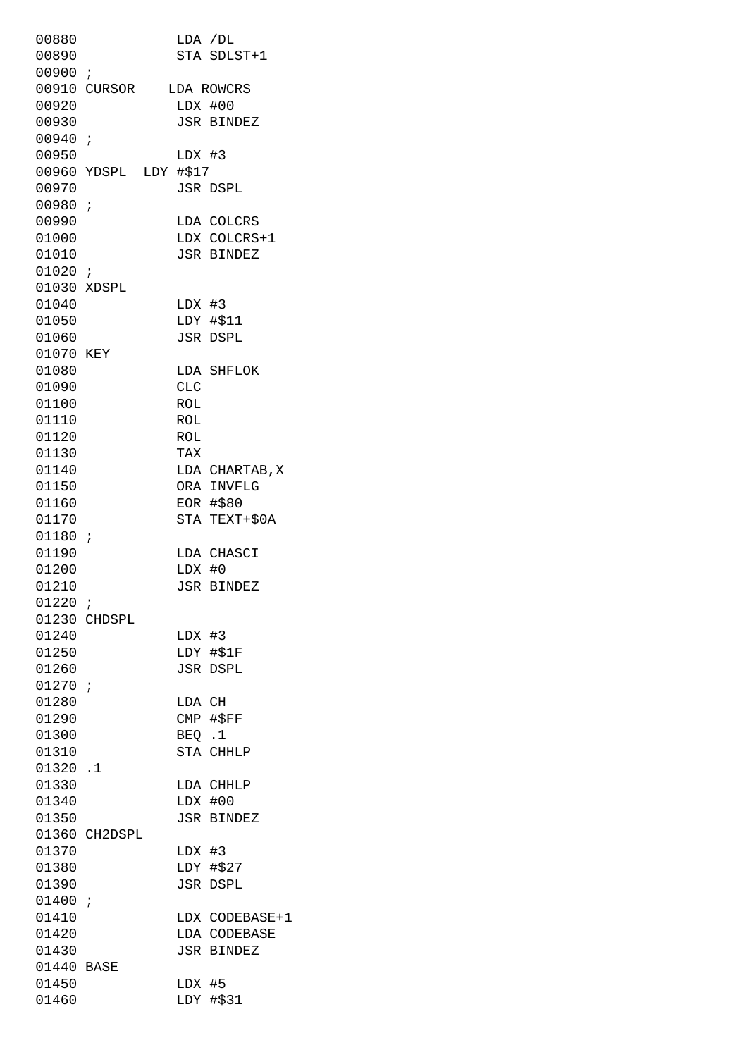```
00880            LDA /DL
00890            STA SDLST+1
00900 ;
00910 CURSOR    LDA ROWCRS
00920            LDX #00
00930            JSR BINDEZ
00940 ;
00950            LDX #3
00960 YDSPL  LDY #$17
00970            JSR DSPL
00980 ;
00990            LDA COLCRS
01000            LDX COLCRS+1
01010            JSR BINDEZ
01020 ;
01030 XDSPL
01040            LDX #3
01050            LDY #$11
01060            JSR DSPL
01070 KEY
01080            LDA SHFLOK
01090            CLC
01100            ROL
01110            ROL
01120            ROL
01130            TAX
01140            LDA CHARTAB,X
01150            ORA INVFLG
01160            EOR #$80
01170            STA TEXT+$0A
01180 ;
01190            LDA CHASCI
01200            LDX #0
01210            JSR BINDEZ
01220 ;
01230 CHDSPL
01240            LDX #3
01250            LDY #$1F
01260            JSR DSPL
01270 ;
01280            LDA CH
01290            CMP #$FF
01300            BEQ .1
01310            STA CHHLP
01320 .1
01330            LDA CHHLP
01340            LDX #00
01350            JSR BINDEZ
01360 CH2DSPL
01370            LDX #3
01380            LDY #$27
01390            JSR DSPL
01400 ;
01410            LDX CODEBASE+1
01420            LDA CODEBASE
01430            JSR BINDEZ
01440 BASE
01450            LDX #5
01460            LDY #$31
```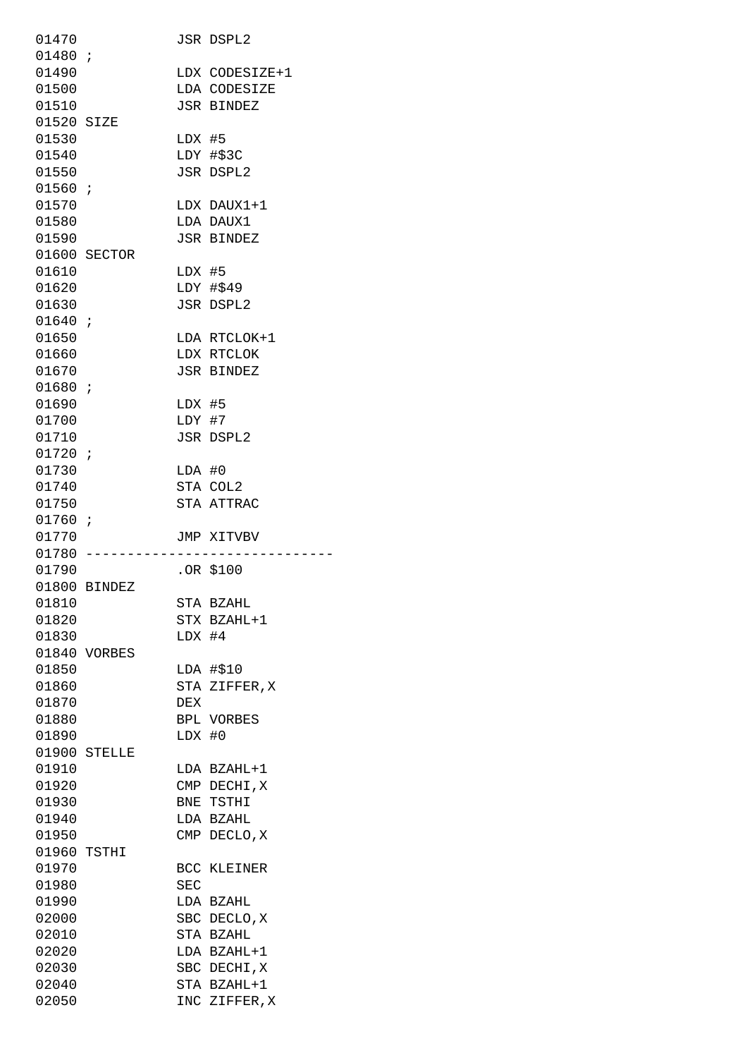```
01470            JSR DSPL2
01480 ;
01490            LDX CODESIZE+1
01500            LDA CODESIZE
01510            JSR BINDEZ
01520 SIZE
01530            LDX #5
01540            LDY #$3C
01550            JSR DSPL2
01560 ;
01570            LDX DAUX1+1
01580            LDA DAUX1
01590            JSR BINDEZ
01600 SECTOR
01610            LDX #5
01620            LDY #$49
01630            JSR DSPL2
01640 ;
01650            LDA RTCLOK+1
01660            LDX RTCLOK
01670            JSR BINDEZ
01680 ;
01690            LDX #5
01700            LDY #7
01710            JSR DSPL2
01720 ;
01730            LDA #0
01740            STA COL2
01750            STA ATTRAC
01760 ;
01770            JMP XITVBV
01780 ------------------------------
01790            .OR $100
01800 BINDEZ
01810            STA BZAHL
01820            STX BZAHL+1
01830            LDX #4
01840 VORBES
01850            LDA #$10
01860            STA ZIFFER,X
01870            DEX
01880            BPL VORBES
01890            LDX #0
01900 STELLE
01910            LDA BZAHL+1
01920            CMP DECHI,X
01930            BNE TSTHI
01940            LDA BZAHL
01950            CMP DECLO,X
01960 TSTHI
01970            BCC KLEINER
01980            SEC
01990            LDA BZAHL
02000            SBC DECLO,X
02010            STA BZAHL
02020            LDA BZAHL+1
02030            SBC DECHI,X
02040            STA BZAHL+1
02050            INC ZIFFER,X
```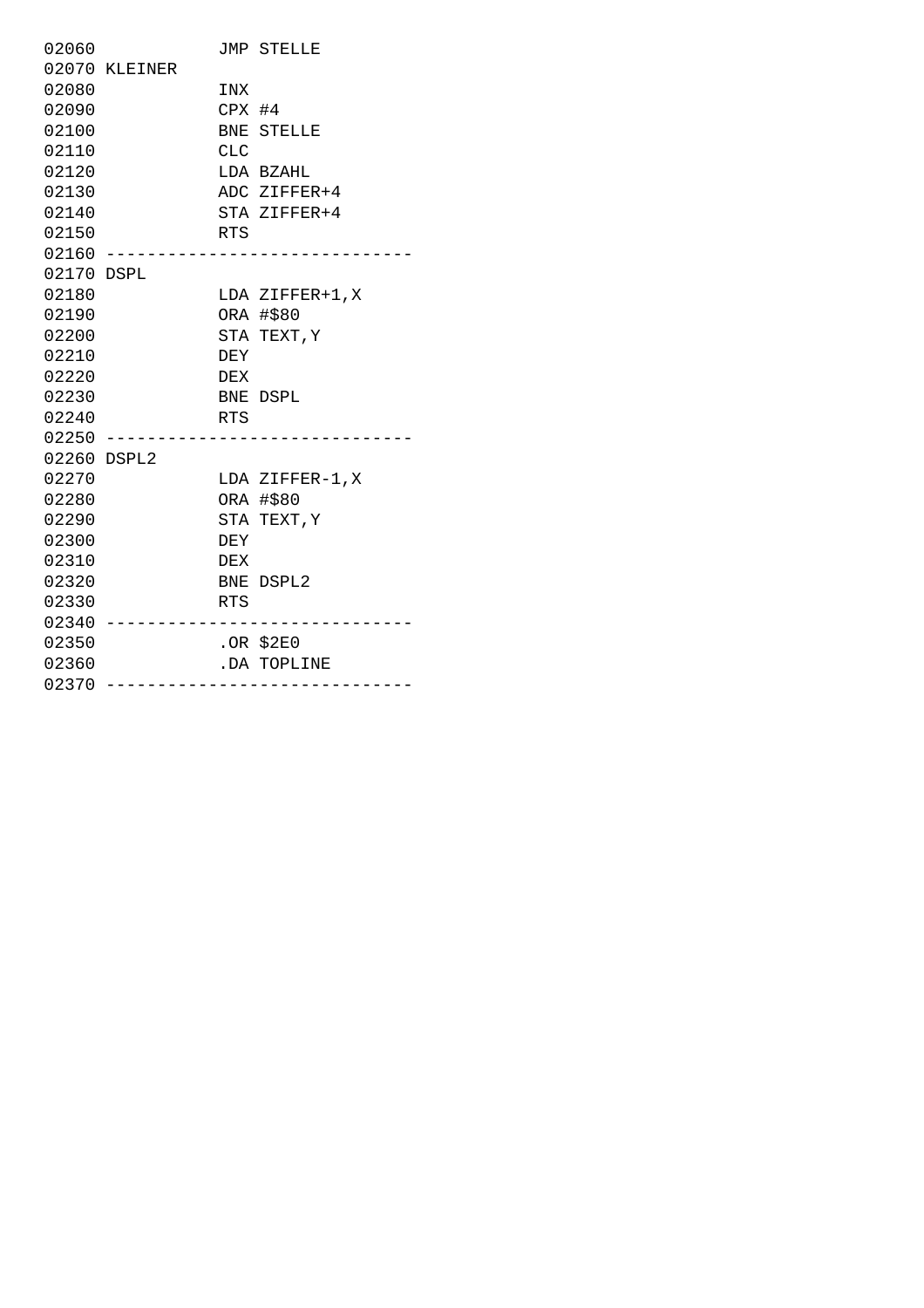```
02060            JMP STELLE
02070 KLEINER
02080            INX
02090            CPX #4
02100            BNE STELLE
02110            CLC
02120            LDA BZAHL
02130            ADC ZIFFER+4
02140            STA ZIFFER+4
02150            RTS
02160 ------------------------------
02170 DSPL
02180            LDA ZIFFER+1,X
02190            ORA #$80
02200            STA TEXT,Y
02210            DEY
02220            DEX
02230            BNE DSPL
02240            RTS
02250 ------------------------------
02260 DSPL2
02270            LDA ZIFFER-1,X
02280            ORA #$80
02290            STA TEXT,Y
02300            DEY
02310            DEX
02320            BNE DSPL2
02330            RTS
02340 ------------------------------
02350            .OR $2E0
02360            .DA TOPLINE
02370 ------------------------------
```